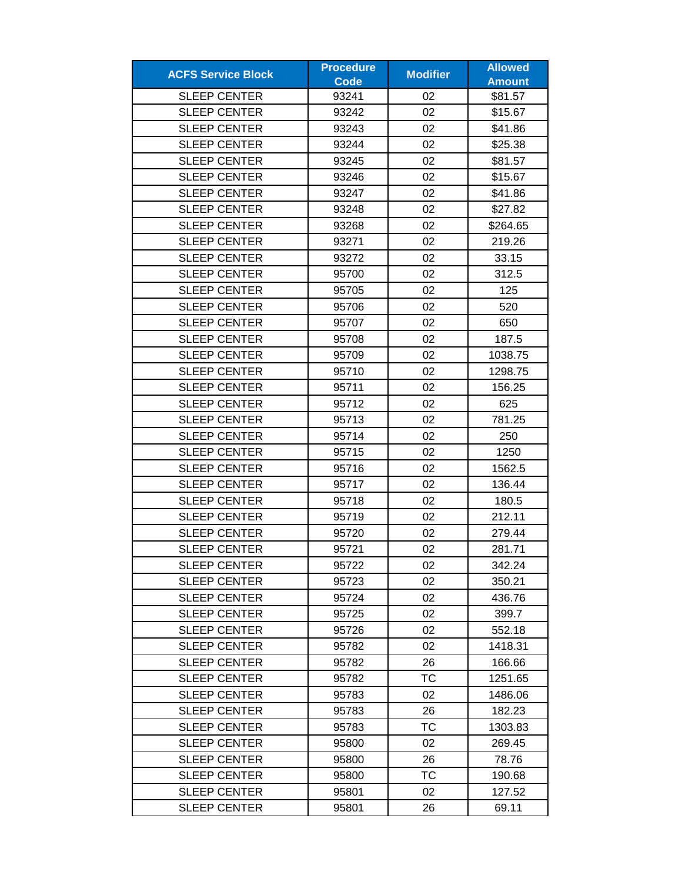| ACFS Service Block | Procedure Code | Modifier | Allowed Amount |
|---|---|---|---|
| SLEEP CENTER | 93241 | 02 | $81.57 |
| SLEEP CENTER | 93242 | 02 | $15.67 |
| SLEEP CENTER | 93243 | 02 | $41.86 |
| SLEEP CENTER | 93244 | 02 | $25.38 |
| SLEEP CENTER | 93245 | 02 | $81.57 |
| SLEEP CENTER | 93246 | 02 | $15.67 |
| SLEEP CENTER | 93247 | 02 | $41.86 |
| SLEEP CENTER | 93248 | 02 | $27.82 |
| SLEEP CENTER | 93268 | 02 | $264.65 |
| SLEEP CENTER | 93271 | 02 | 219.26 |
| SLEEP CENTER | 93272 | 02 | 33.15 |
| SLEEP CENTER | 95700 | 02 | 312.5 |
| SLEEP CENTER | 95705 | 02 | 125 |
| SLEEP CENTER | 95706 | 02 | 520 |
| SLEEP CENTER | 95707 | 02 | 650 |
| SLEEP CENTER | 95708 | 02 | 187.5 |
| SLEEP CENTER | 95709 | 02 | 1038.75 |
| SLEEP CENTER | 95710 | 02 | 1298.75 |
| SLEEP CENTER | 95711 | 02 | 156.25 |
| SLEEP CENTER | 95712 | 02 | 625 |
| SLEEP CENTER | 95713 | 02 | 781.25 |
| SLEEP CENTER | 95714 | 02 | 250 |
| SLEEP CENTER | 95715 | 02 | 1250 |
| SLEEP CENTER | 95716 | 02 | 1562.5 |
| SLEEP CENTER | 95717 | 02 | 136.44 |
| SLEEP CENTER | 95718 | 02 | 180.5 |
| SLEEP CENTER | 95719 | 02 | 212.11 |
| SLEEP CENTER | 95720 | 02 | 279.44 |
| SLEEP CENTER | 95721 | 02 | 281.71 |
| SLEEP CENTER | 95722 | 02 | 342.24 |
| SLEEP CENTER | 95723 | 02 | 350.21 |
| SLEEP CENTER | 95724 | 02 | 436.76 |
| SLEEP CENTER | 95725 | 02 | 399.7 |
| SLEEP CENTER | 95726 | 02 | 552.18 |
| SLEEP CENTER | 95782 | 02 | 1418.31 |
| SLEEP CENTER | 95782 | 26 | 166.66 |
| SLEEP CENTER | 95782 | TC | 1251.65 |
| SLEEP CENTER | 95783 | 02 | 1486.06 |
| SLEEP CENTER | 95783 | 26 | 182.23 |
| SLEEP CENTER | 95783 | TC | 1303.83 |
| SLEEP CENTER | 95800 | 02 | 269.45 |
| SLEEP CENTER | 95800 | 26 | 78.76 |
| SLEEP CENTER | 95800 | TC | 190.68 |
| SLEEP CENTER | 95801 | 02 | 127.52 |
| SLEEP CENTER | 95801 | 26 | 69.11 |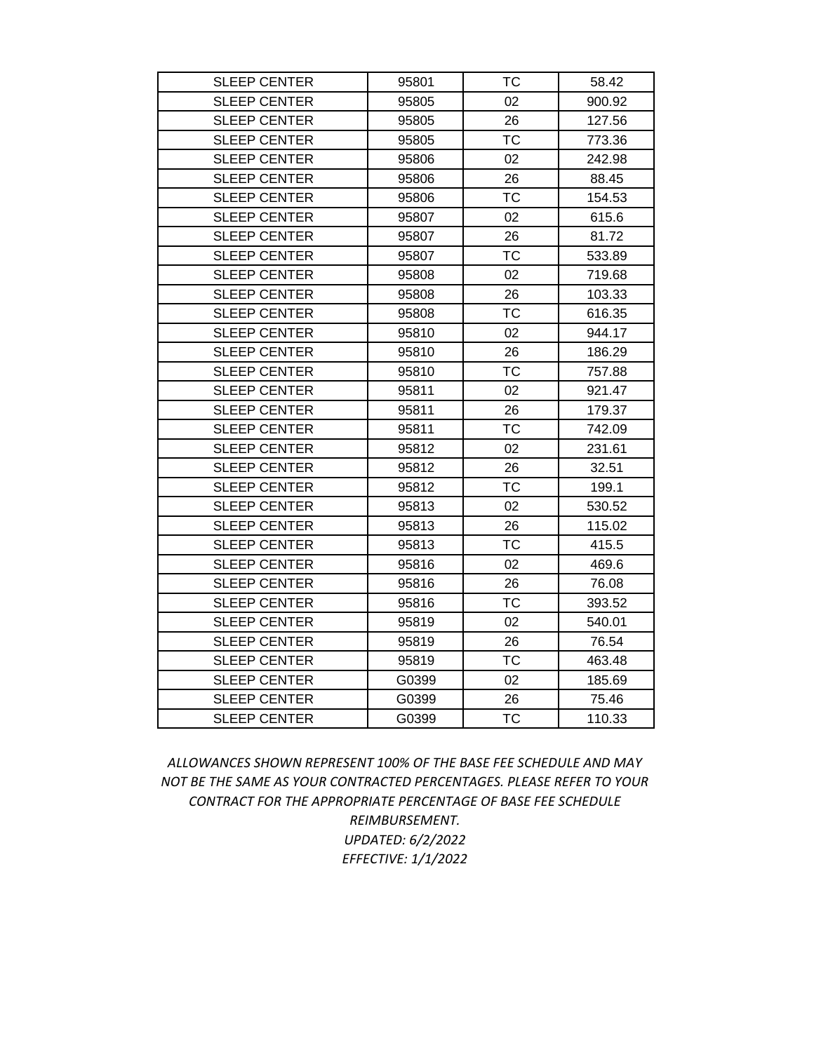| | | | |
|---|---|---|---|
| SLEEP CENTER | 95801 | TC | 58.42 |
| SLEEP CENTER | 95805 | 02 | 900.92 |
| SLEEP CENTER | 95805 | 26 | 127.56 |
| SLEEP CENTER | 95805 | TC | 773.36 |
| SLEEP CENTER | 95806 | 02 | 242.98 |
| SLEEP CENTER | 95806 | 26 | 88.45 |
| SLEEP CENTER | 95806 | TC | 154.53 |
| SLEEP CENTER | 95807 | 02 | 615.6 |
| SLEEP CENTER | 95807 | 26 | 81.72 |
| SLEEP CENTER | 95807 | TC | 533.89 |
| SLEEP CENTER | 95808 | 02 | 719.68 |
| SLEEP CENTER | 95808 | 26 | 103.33 |
| SLEEP CENTER | 95808 | TC | 616.35 |
| SLEEP CENTER | 95810 | 02 | 944.17 |
| SLEEP CENTER | 95810 | 26 | 186.29 |
| SLEEP CENTER | 95810 | TC | 757.88 |
| SLEEP CENTER | 95811 | 02 | 921.47 |
| SLEEP CENTER | 95811 | 26 | 179.37 |
| SLEEP CENTER | 95811 | TC | 742.09 |
| SLEEP CENTER | 95812 | 02 | 231.61 |
| SLEEP CENTER | 95812 | 26 | 32.51 |
| SLEEP CENTER | 95812 | TC | 199.1 |
| SLEEP CENTER | 95813 | 02 | 530.52 |
| SLEEP CENTER | 95813 | 26 | 115.02 |
| SLEEP CENTER | 95813 | TC | 415.5 |
| SLEEP CENTER | 95816 | 02 | 469.6 |
| SLEEP CENTER | 95816 | 26 | 76.08 |
| SLEEP CENTER | 95816 | TC | 393.52 |
| SLEEP CENTER | 95819 | 02 | 540.01 |
| SLEEP CENTER | 95819 | 26 | 76.54 |
| SLEEP CENTER | 95819 | TC | 463.48 |
| SLEEP CENTER | G0399 | 02 | 185.69 |
| SLEEP CENTER | G0399 | 26 | 75.46 |
| SLEEP CENTER | G0399 | TC | 110.33 |

*ALLOWANCES SHOWN REPRESENT 100% OF THE BASE FEE SCHEDULE AND MAY NOT BE THE SAME AS YOUR CONTRACTED PERCENTAGES. PLEASE REFER TO YOUR CONTRACT FOR THE APPROPRIATE PERCENTAGE OF BASE FEE SCHEDULE REIMBURSEMENT.*

*UPDATED: 6/2/2022*

*EFFECTIVE: 1/1/2022*